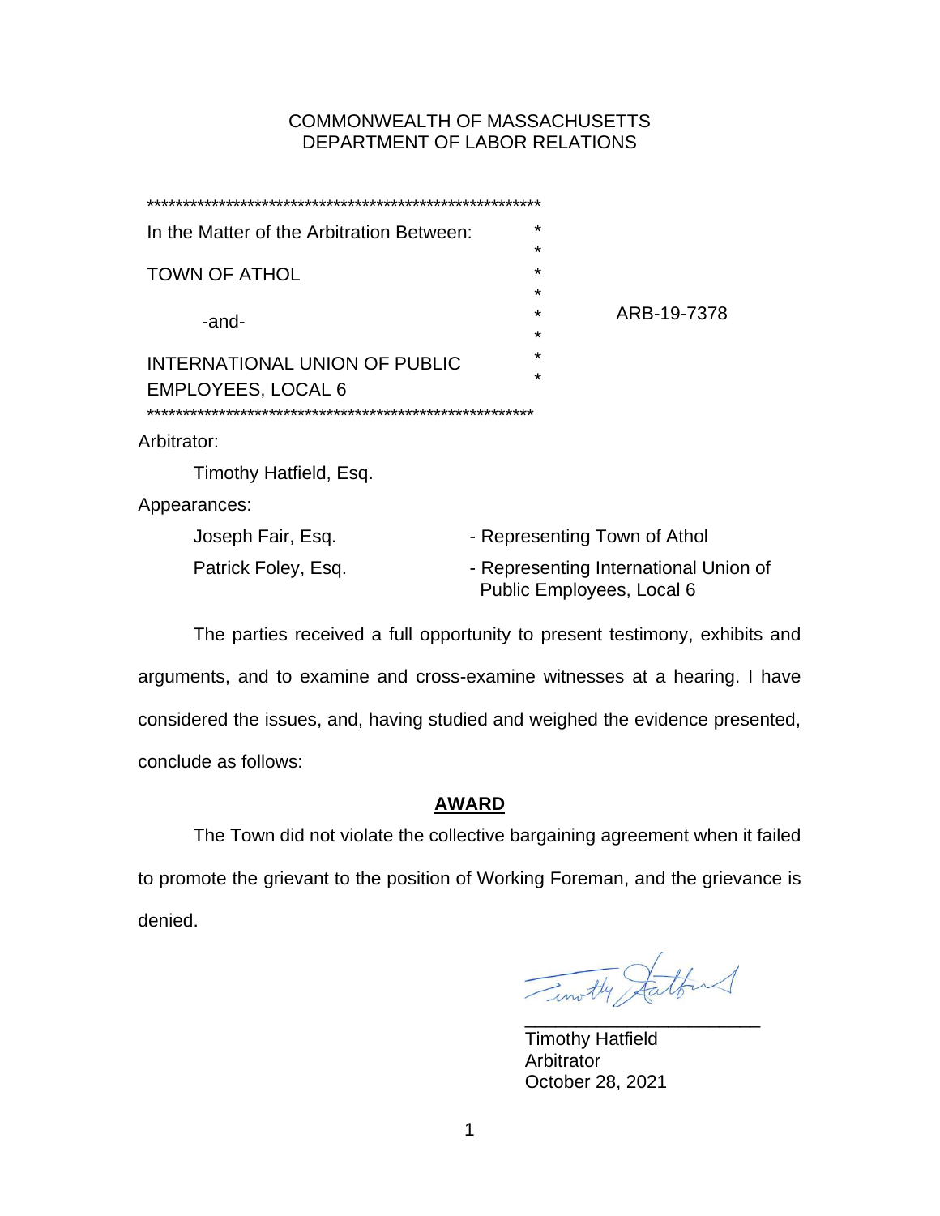COMMONWEALTH OF MASSACHUSETTS
DEPARTMENT OF LABOR RELATIONS

*********************************************************

| | |
|---|---|
| In the Matter of the Arbitration Between: | |
| TOWN OF ATHOL | |
| -and- | ARB-19-7378 |
| INTERNATIONAL UNION OF PUBLIC EMPLOYEES, LOCAL 6 | |

*********************************************************

Arbitrator:

Timothy Hatfield, Esq.

Appearances:

Joseph Fair, Esq. - Representing Town of Athol

Patrick Foley, Esq. - Representing International Union of Public Employees, Local 6

The parties received a full opportunity to present testimony, exhibits and arguments, and to examine and cross-examine witnesses at a hearing. I have considered the issues, and, having studied and weighed the evidence presented, conclude as follows:

## AWARD

The Town did not violate the collective bargaining agreement when it failed to promote the grievant to the position of Working Foreman, and the grievance is denied.

Timothy Hatfield
Arbitrator
October 28, 2021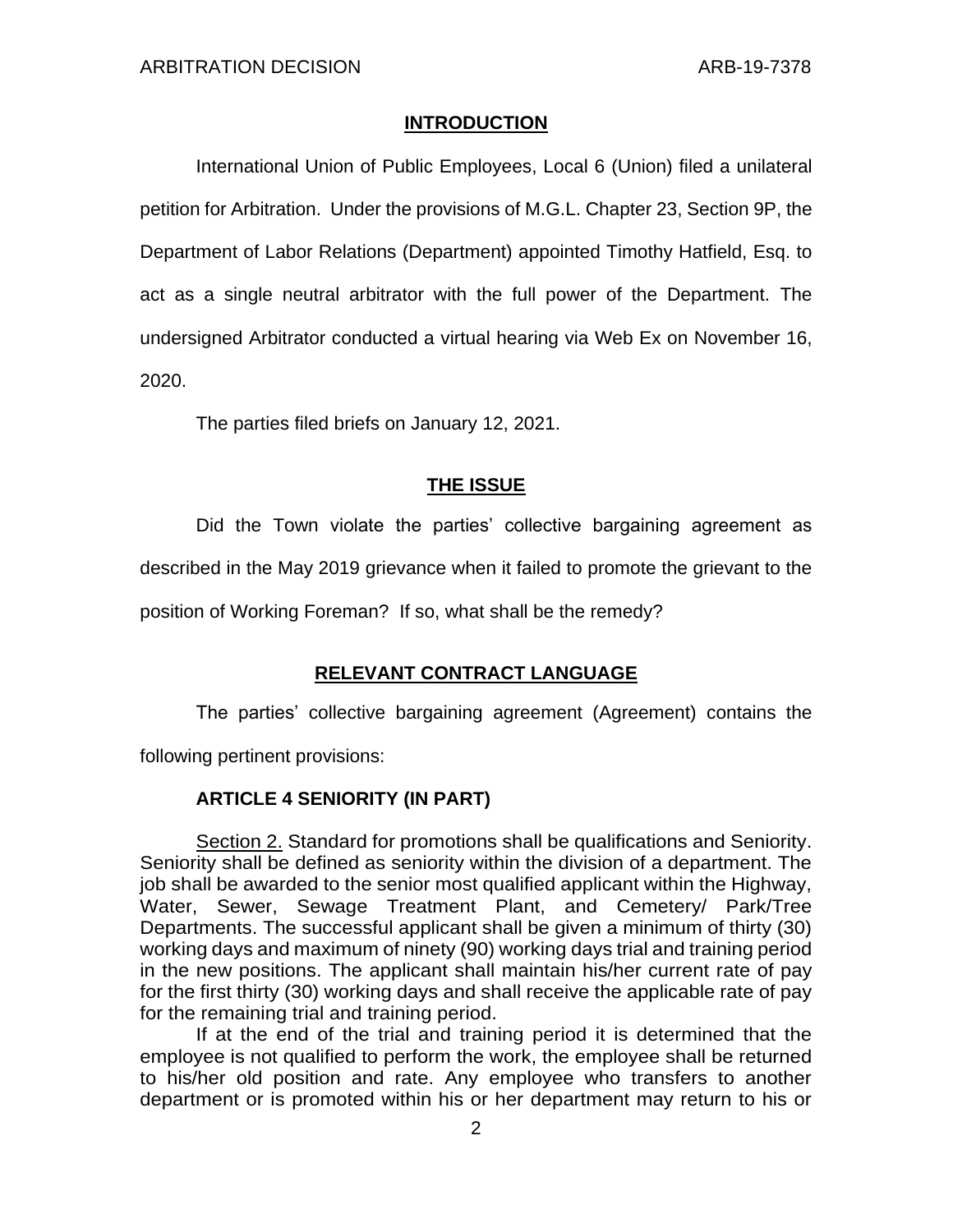## INTRODUCTION

International Union of Public Employees, Local 6 (Union) filed a unilateral petition for Arbitration. Under the provisions of M.G.L. Chapter 23, Section 9P, the Department of Labor Relations (Department) appointed Timothy Hatfield, Esq. to act as a single neutral arbitrator with the full power of the Department. The undersigned Arbitrator conducted a virtual hearing via Web Ex on November 16, 2020.

The parties filed briefs on January 12, 2021.

## THE ISSUE

Did the Town violate the parties' collective bargaining agreement as described in the May 2019 grievance when it failed to promote the grievant to the position of Working Foreman? If so, what shall be the remedy?

## RELEVANT CONTRACT LANGUAGE

The parties' collective bargaining agreement (Agreement) contains the following pertinent provisions:

### ARTICLE 4 SENIORITY (IN PART)

Section 2. Standard for promotions shall be qualifications and Seniority. Seniority shall be defined as seniority within the division of a department. The job shall be awarded to the senior most qualified applicant within the Highway, Water, Sewer, Sewage Treatment Plant, and Cemetery/ Park/Tree Departments. The successful applicant shall be given a minimum of thirty (30) working days and maximum of ninety (90) working days trial and training period in the new positions. The applicant shall maintain his/her current rate of pay for the first thirty (30) working days and shall receive the applicable rate of pay for the remaining trial and training period.

If at the end of the trial and training period it is determined that the employee is not qualified to perform the work, the employee shall be returned to his/her old position and rate. Any employee who transfers to another department or is promoted within his or her department may return to his or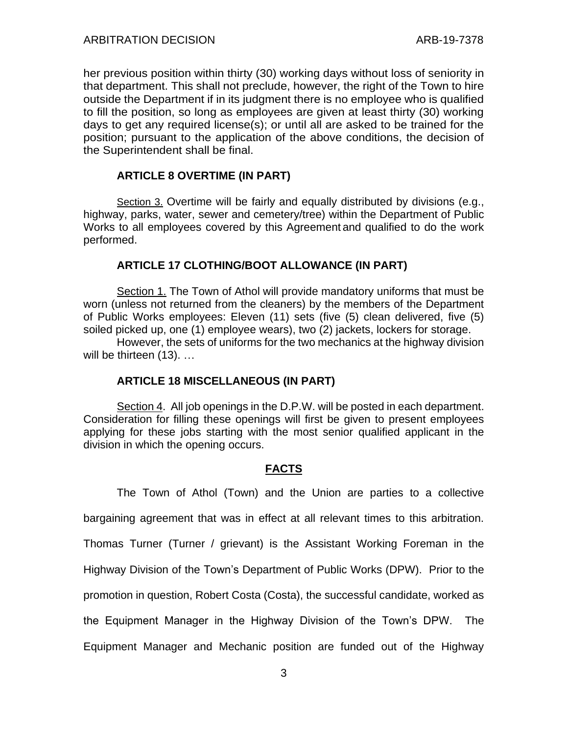her previous position within thirty (30) working days without loss of seniority in that department. This shall not preclude, however, the right of the Town to hire outside the Department if in its judgment there is no employee who is qualified to fill the position, so long as employees are given at least thirty (30) working days to get any required license(s); or until all are asked to be trained for the position; pursuant to the application of the above conditions, the decision of the Superintendent shall be final.

**ARTICLE 8 OVERTIME (IN PART)**

Section 3. Overtime will be fairly and equally distributed by divisions (e.g., highway, parks, water, sewer and cemetery/tree) within the Department of Public Works to all employees covered by this Agreement and qualified to do the work performed.

**ARTICLE 17 CLOTHING/BOOT ALLOWANCE (IN PART)**

Section 1. The Town of Athol will provide mandatory uniforms that must be worn (unless not returned from the cleaners) by the members of the Department of Public Works employees: Eleven (11) sets (five (5) clean delivered, five (5) soiled picked up, one (1) employee wears), two (2) jackets, lockers for storage.

However, the sets of uniforms for the two mechanics at the highway division will be thirteen (13). …

**ARTICLE 18 MISCELLANEOUS (IN PART)**

Section 4. All job openings in the D.P.W. will be posted in each department. Consideration for filling these openings will first be given to present employees applying for these jobs starting with the most senior qualified applicant in the division in which the opening occurs.

## FACTS

The Town of Athol (Town) and the Union are parties to a collective bargaining agreement that was in effect at all relevant times to this arbitration. Thomas Turner (Turner / grievant) is the Assistant Working Foreman in the Highway Division of the Town's Department of Public Works (DPW). Prior to the promotion in question, Robert Costa (Costa), the successful candidate, worked as the Equipment Manager in the Highway Division of the Town's DPW. The Equipment Manager and Mechanic position are funded out of the Highway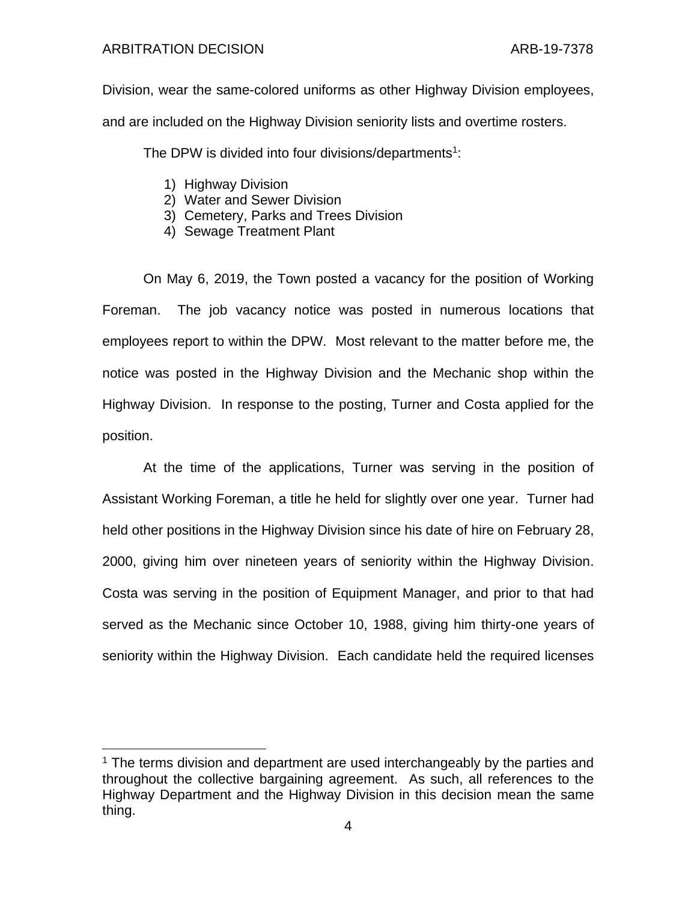Division, wear the same-colored uniforms as other Highway Division employees, and are included on the Highway Division seniority lists and overtime rosters.

The DPW is divided into four divisions/departments[1]:

1) Highway Division
2) Water and Sewer Division
3) Cemetery, Parks and Trees Division
4) Sewage Treatment Plant

On May 6, 2019, the Town posted a vacancy for the position of Working Foreman. The job vacancy notice was posted in numerous locations that employees report to within the DPW. Most relevant to the matter before me, the notice was posted in the Highway Division and the Mechanic shop within the Highway Division. In response to the posting, Turner and Costa applied for the position.

At the time of the applications, Turner was serving in the position of Assistant Working Foreman, a title he held for slightly over one year. Turner had held other positions in the Highway Division since his date of hire on February 28, 2000, giving him over nineteen years of seniority within the Highway Division. Costa was serving in the position of Equipment Manager, and prior to that had served as the Mechanic since October 10, 1988, giving him thirty-one years of seniority within the Highway Division. Each candidate held the required licenses

[1] The terms division and department are used interchangeably by the parties and throughout the collective bargaining agreement. As such, all references to the Highway Department and the Highway Division in this decision mean the same thing.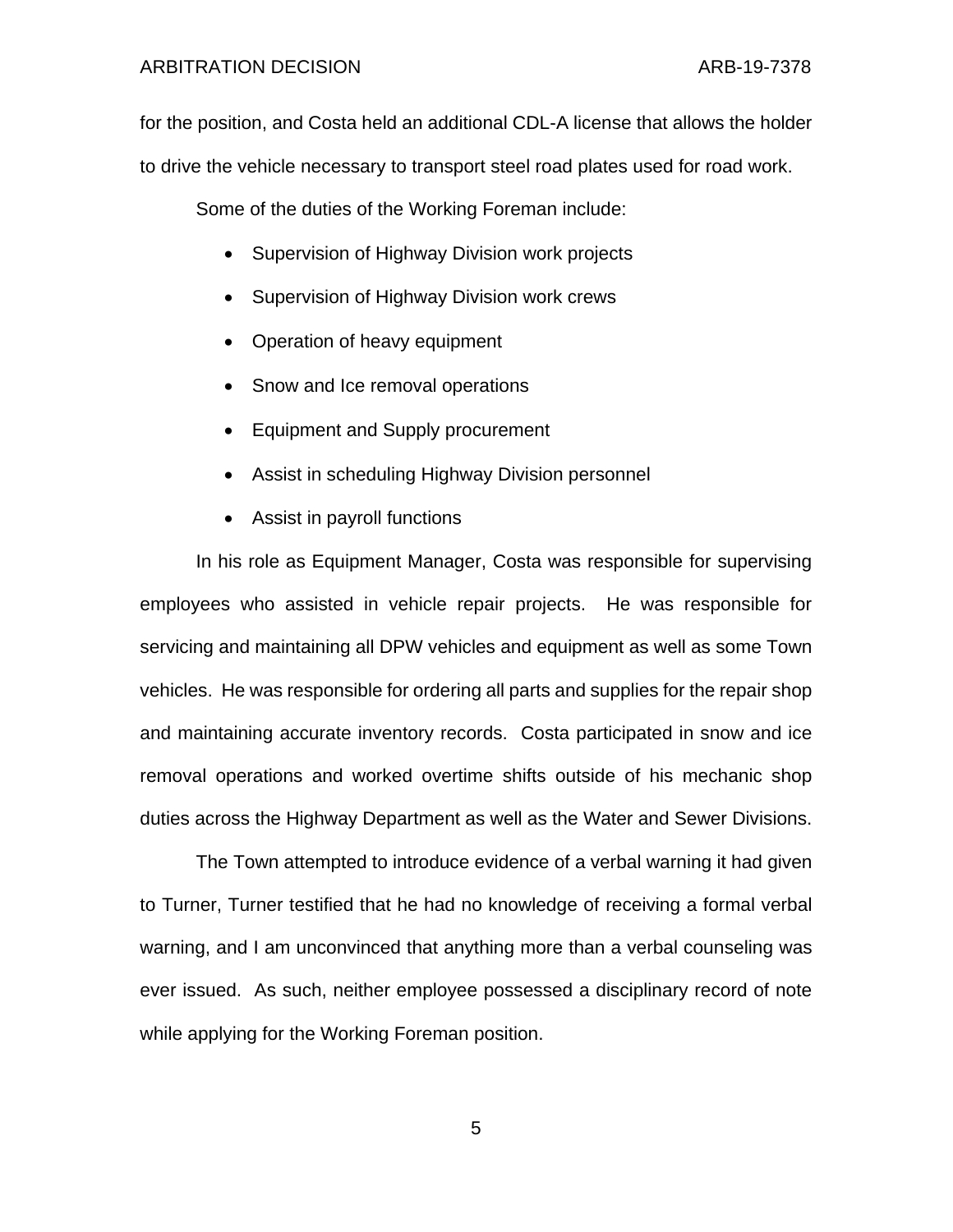for the position, and Costa held an additional CDL-A license that allows the holder to drive the vehicle necessary to transport steel road plates used for road work.

Some of the duties of the Working Foreman include:

- Supervision of Highway Division work projects
- Supervision of Highway Division work crews
- Operation of heavy equipment
- Snow and Ice removal operations
- Equipment and Supply procurement
- Assist in scheduling Highway Division personnel
- Assist in payroll functions

In his role as Equipment Manager, Costa was responsible for supervising employees who assisted in vehicle repair projects. He was responsible for servicing and maintaining all DPW vehicles and equipment as well as some Town vehicles. He was responsible for ordering all parts and supplies for the repair shop and maintaining accurate inventory records. Costa participated in snow and ice removal operations and worked overtime shifts outside of his mechanic shop duties across the Highway Department as well as the Water and Sewer Divisions.

The Town attempted to introduce evidence of a verbal warning it had given to Turner, Turner testified that he had no knowledge of receiving a formal verbal warning, and I am unconvinced that anything more than a verbal counseling was ever issued. As such, neither employee possessed a disciplinary record of note while applying for the Working Foreman position.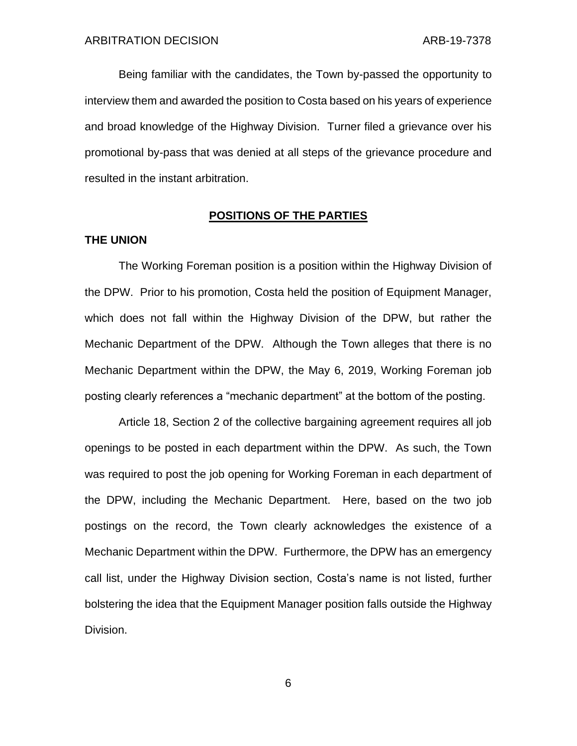Being familiar with the candidates, the Town by-passed the opportunity to interview them and awarded the position to Costa based on his years of experience and broad knowledge of the Highway Division. Turner filed a grievance over his promotional by-pass that was denied at all steps of the grievance procedure and resulted in the instant arbitration.

## POSITIONS OF THE PARTIES

### THE UNION

The Working Foreman position is a position within the Highway Division of the DPW. Prior to his promotion, Costa held the position of Equipment Manager, which does not fall within the Highway Division of the DPW, but rather the Mechanic Department of the DPW. Although the Town alleges that there is no Mechanic Department within the DPW, the May 6, 2019, Working Foreman job posting clearly references a "mechanic department" at the bottom of the posting.

Article 18, Section 2 of the collective bargaining agreement requires all job openings to be posted in each department within the DPW. As such, the Town was required to post the job opening for Working Foreman in each department of the DPW, including the Mechanic Department. Here, based on the two job postings on the record, the Town clearly acknowledges the existence of a Mechanic Department within the DPW. Furthermore, the DPW has an emergency call list, under the Highway Division section, Costa's name is not listed, further bolstering the idea that the Equipment Manager position falls outside the Highway Division.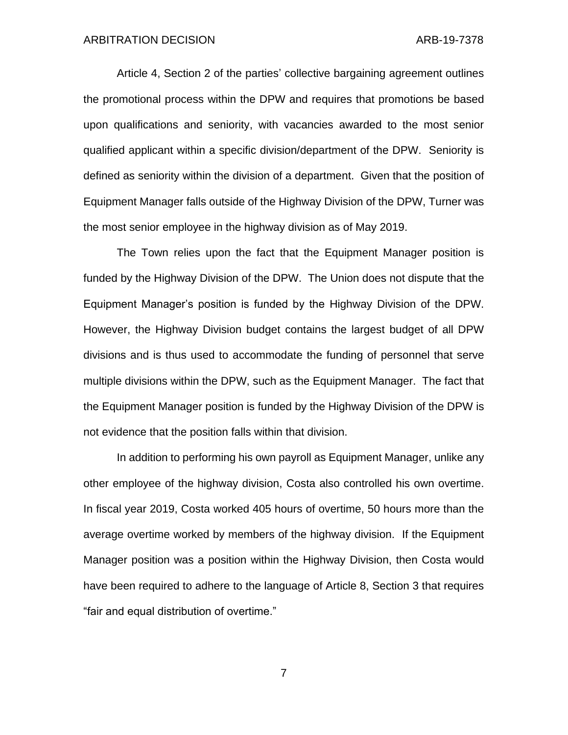Article 4, Section 2 of the parties' collective bargaining agreement outlines the promotional process within the DPW and requires that promotions be based upon qualifications and seniority, with vacancies awarded to the most senior qualified applicant within a specific division/department of the DPW. Seniority is defined as seniority within the division of a department. Given that the position of Equipment Manager falls outside of the Highway Division of the DPW, Turner was the most senior employee in the highway division as of May 2019.

The Town relies upon the fact that the Equipment Manager position is funded by the Highway Division of the DPW. The Union does not dispute that the Equipment Manager's position is funded by the Highway Division of the DPW. However, the Highway Division budget contains the largest budget of all DPW divisions and is thus used to accommodate the funding of personnel that serve multiple divisions within the DPW, such as the Equipment Manager. The fact that the Equipment Manager position is funded by the Highway Division of the DPW is not evidence that the position falls within that division.

In addition to performing his own payroll as Equipment Manager, unlike any other employee of the highway division, Costa also controlled his own overtime. In fiscal year 2019, Costa worked 405 hours of overtime, 50 hours more than the average overtime worked by members of the highway division. If the Equipment Manager position was a position within the Highway Division, then Costa would have been required to adhere to the language of Article 8, Section 3 that requires "fair and equal distribution of overtime."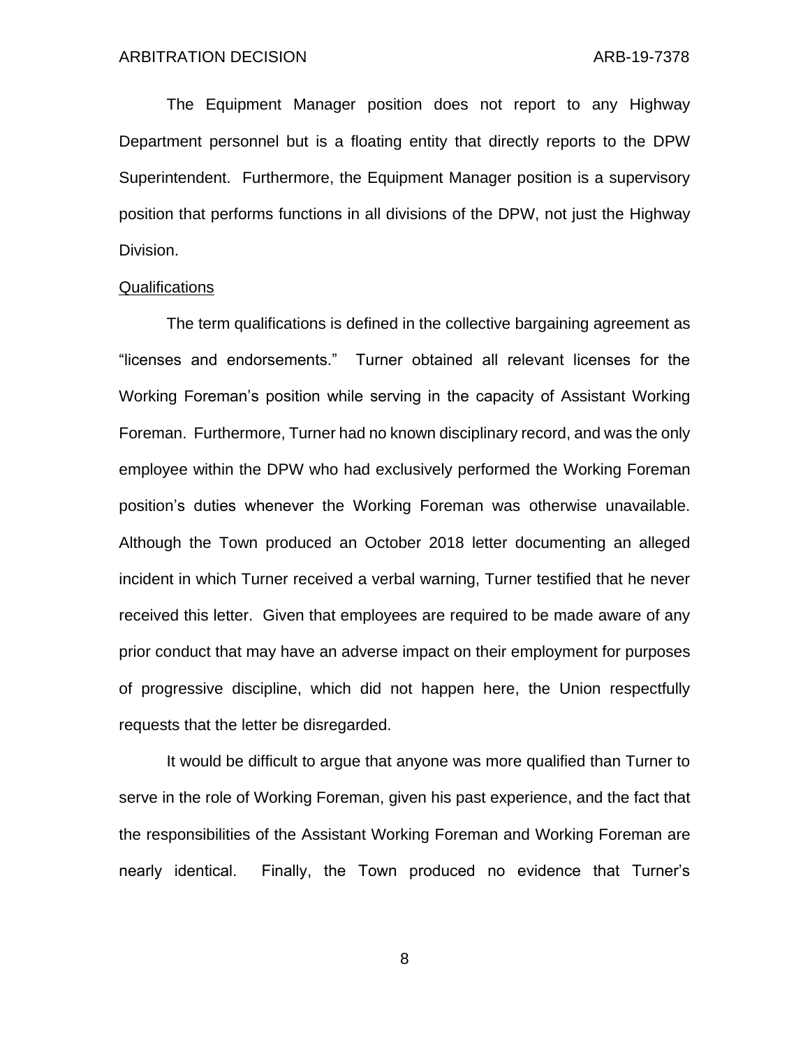The Equipment Manager position does not report to any Highway Department personnel but is a floating entity that directly reports to the DPW Superintendent. Furthermore, the Equipment Manager position is a supervisory position that performs functions in all divisions of the DPW, not just the Highway Division.

Qualifications

The term qualifications is defined in the collective bargaining agreement as "licenses and endorsements." Turner obtained all relevant licenses for the Working Foreman's position while serving in the capacity of Assistant Working Foreman. Furthermore, Turner had no known disciplinary record, and was the only employee within the DPW who had exclusively performed the Working Foreman position's duties whenever the Working Foreman was otherwise unavailable. Although the Town produced an October 2018 letter documenting an alleged incident in which Turner received a verbal warning, Turner testified that he never received this letter. Given that employees are required to be made aware of any prior conduct that may have an adverse impact on their employment for purposes of progressive discipline, which did not happen here, the Union respectfully requests that the letter be disregarded.

It would be difficult to argue that anyone was more qualified than Turner to serve in the role of Working Foreman, given his past experience, and the fact that the responsibilities of the Assistant Working Foreman and Working Foreman are nearly identical. Finally, the Town produced no evidence that Turner's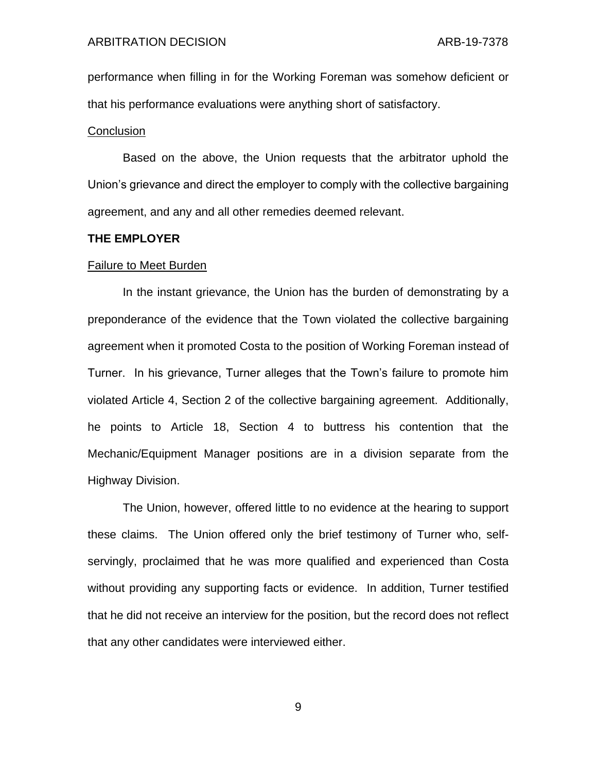performance when filling in for the Working Foreman was somehow deficient or that his performance evaluations were anything short of satisfactory.

Conclusion

Based on the above, the Union requests that the arbitrator uphold the Union's grievance and direct the employer to comply with the collective bargaining agreement, and any and all other remedies deemed relevant.

**THE EMPLOYER**

Failure to Meet Burden

In the instant grievance, the Union has the burden of demonstrating by a preponderance of the evidence that the Town violated the collective bargaining agreement when it promoted Costa to the position of Working Foreman instead of Turner. In his grievance, Turner alleges that the Town's failure to promote him violated Article 4, Section 2 of the collective bargaining agreement. Additionally, he points to Article 18, Section 4 to buttress his contention that the Mechanic/Equipment Manager positions are in a division separate from the Highway Division.

The Union, however, offered little to no evidence at the hearing to support these claims. The Union offered only the brief testimony of Turner who, self-servingly, proclaimed that he was more qualified and experienced than Costa without providing any supporting facts or evidence. In addition, Turner testified that he did not receive an interview for the position, but the record does not reflect that any other candidates were interviewed either.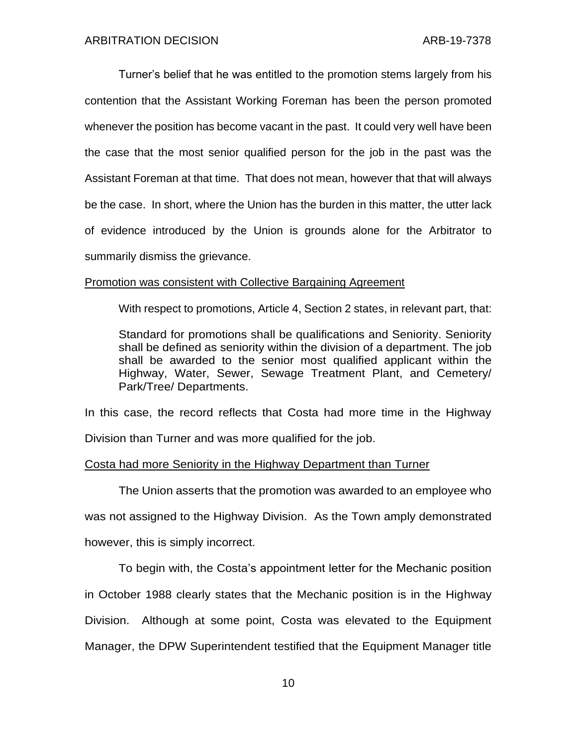Turner's belief that he was entitled to the promotion stems largely from his contention that the Assistant Working Foreman has been the person promoted whenever the position has become vacant in the past. It could very well have been the case that the most senior qualified person for the job in the past was the Assistant Foreman at that time. That does not mean, however that that will always be the case. In short, where the Union has the burden in this matter, the utter lack of evidence introduced by the Union is grounds alone for the Arbitrator to summarily dismiss the grievance.

<u>Promotion was consistent with Collective Bargaining Agreement</u>

With respect to promotions, Article 4, Section 2 states, in relevant part, that:

> Standard for promotions shall be qualifications and Seniority. Seniority shall be defined as seniority within the division of a department. The job shall be awarded to the senior most qualified applicant within the Highway, Water, Sewer, Sewage Treatment Plant, and Cemetery/ Park/Tree/ Departments.

In this case, the record reflects that Costa had more time in the Highway Division than Turner and was more qualified for the job.

<u>Costa had more Seniority in the Highway Department than Turner</u>

The Union asserts that the promotion was awarded to an employee who was not assigned to the Highway Division. As the Town amply demonstrated however, this is simply incorrect.

To begin with, the Costa's appointment letter for the Mechanic position in October 1988 clearly states that the Mechanic position is in the Highway Division. Although at some point, Costa was elevated to the Equipment Manager, the DPW Superintendent testified that the Equipment Manager title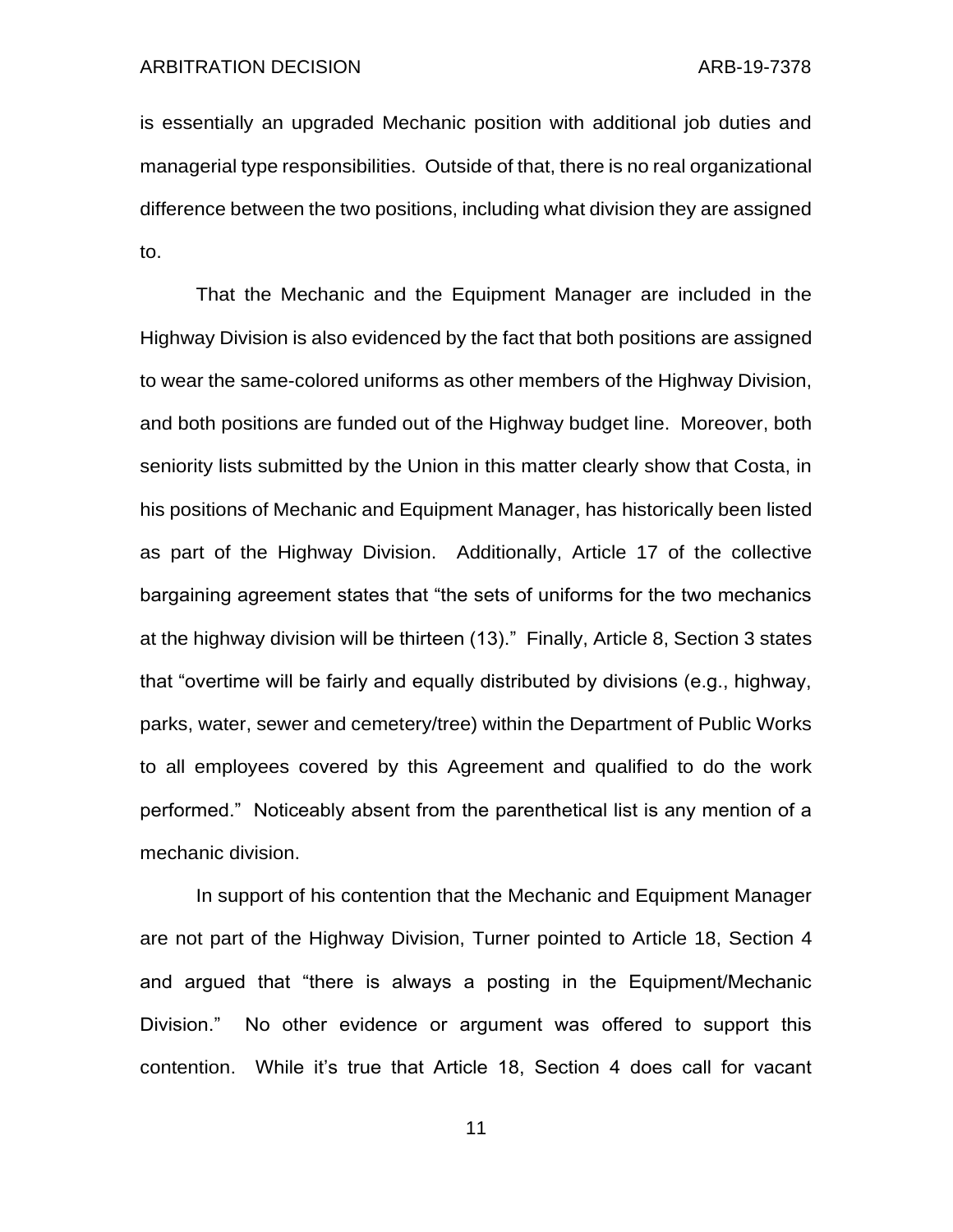is essentially an upgraded Mechanic position with additional job duties and managerial type responsibilities. Outside of that, there is no real organizational difference between the two positions, including what division they are assigned to.

That the Mechanic and the Equipment Manager are included in the Highway Division is also evidenced by the fact that both positions are assigned to wear the same-colored uniforms as other members of the Highway Division, and both positions are funded out of the Highway budget line. Moreover, both seniority lists submitted by the Union in this matter clearly show that Costa, in his positions of Mechanic and Equipment Manager, has historically been listed as part of the Highway Division. Additionally, Article 17 of the collective bargaining agreement states that "the sets of uniforms for the two mechanics at the highway division will be thirteen (13)." Finally, Article 8, Section 3 states that "overtime will be fairly and equally distributed by divisions (e.g., highway, parks, water, sewer and cemetery/tree) within the Department of Public Works to all employees covered by this Agreement and qualified to do the work performed." Noticeably absent from the parenthetical list is any mention of a mechanic division.

In support of his contention that the Mechanic and Equipment Manager are not part of the Highway Division, Turner pointed to Article 18, Section 4 and argued that "there is always a posting in the Equipment/Mechanic Division." No other evidence or argument was offered to support this contention. While it's true that Article 18, Section 4 does call for vacant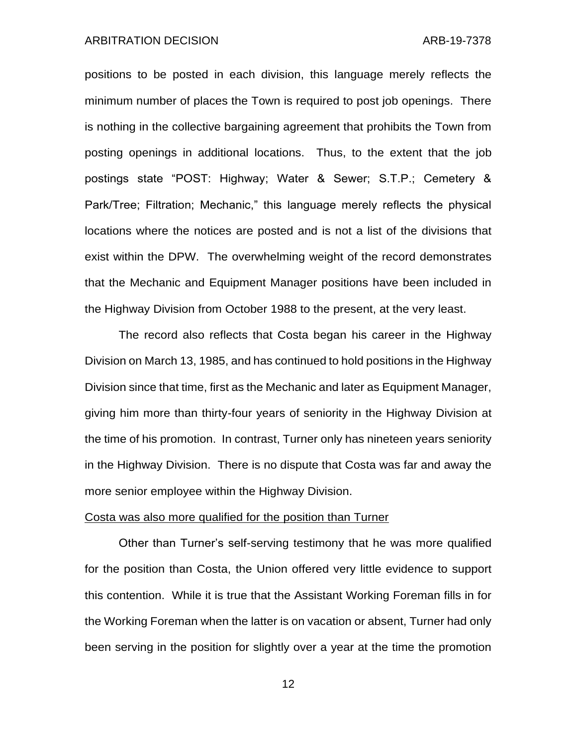positions to be posted in each division, this language merely reflects the minimum number of places the Town is required to post job openings. There is nothing in the collective bargaining agreement that prohibits the Town from posting openings in additional locations. Thus, to the extent that the job postings state "POST: Highway; Water & Sewer; S.T.P.; Cemetery & Park/Tree; Filtration; Mechanic," this language merely reflects the physical locations where the notices are posted and is not a list of the divisions that exist within the DPW. The overwhelming weight of the record demonstrates that the Mechanic and Equipment Manager positions have been included in the Highway Division from October 1988 to the present, at the very least.

The record also reflects that Costa began his career in the Highway Division on March 13, 1985, and has continued to hold positions in the Highway Division since that time, first as the Mechanic and later as Equipment Manager, giving him more than thirty-four years of seniority in the Highway Division at the time of his promotion. In contrast, Turner only has nineteen years seniority in the Highway Division. There is no dispute that Costa was far and away the more senior employee within the Highway Division.

<u>Costa was also more qualified for the position than Turner</u>

Other than Turner's self-serving testimony that he was more qualified for the position than Costa, the Union offered very little evidence to support this contention. While it is true that the Assistant Working Foreman fills in for the Working Foreman when the latter is on vacation or absent, Turner had only been serving in the position for slightly over a year at the time the promotion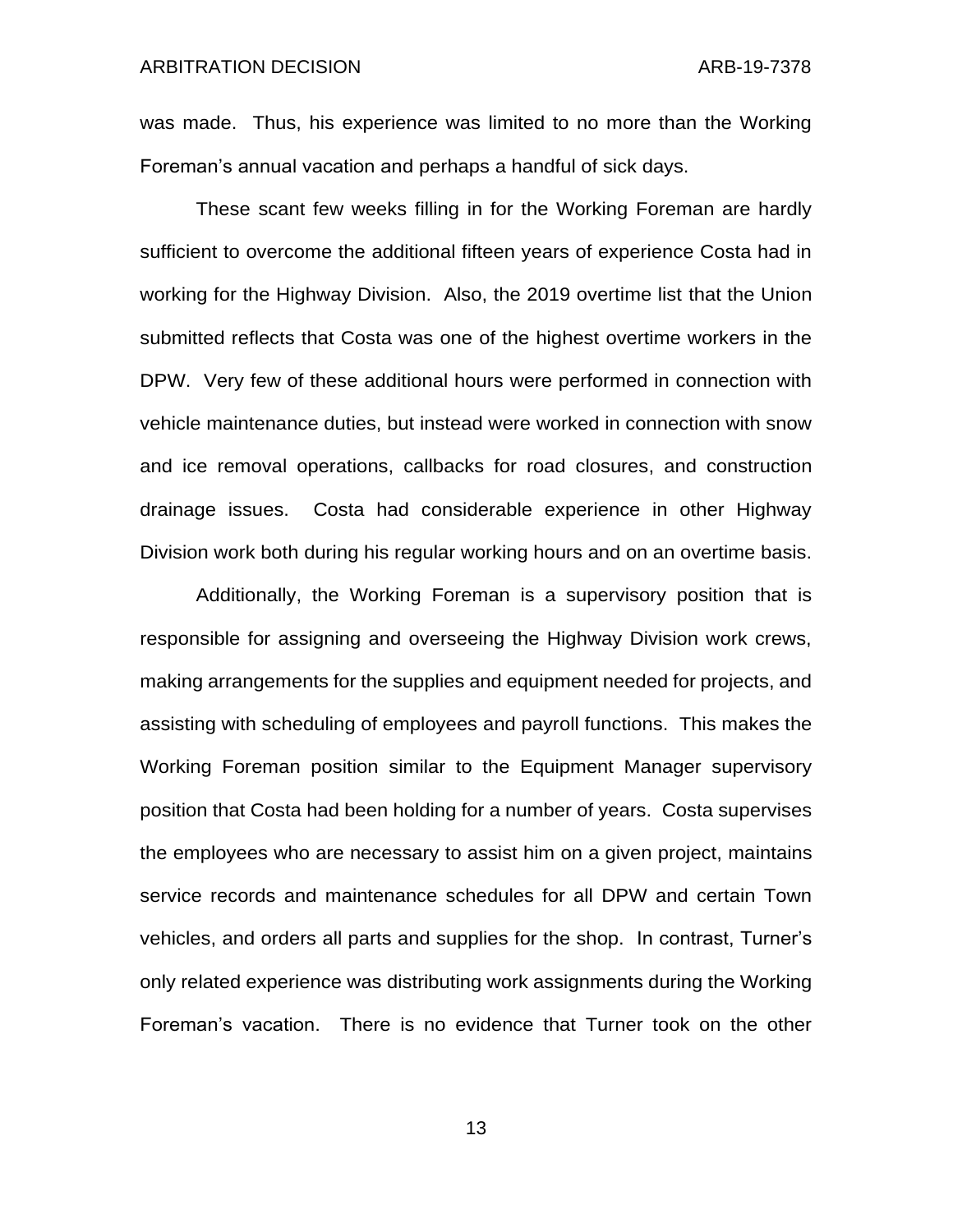was made. Thus, his experience was limited to no more than the Working Foreman's annual vacation and perhaps a handful of sick days.

These scant few weeks filling in for the Working Foreman are hardly sufficient to overcome the additional fifteen years of experience Costa had in working for the Highway Division. Also, the 2019 overtime list that the Union submitted reflects that Costa was one of the highest overtime workers in the DPW. Very few of these additional hours were performed in connection with vehicle maintenance duties, but instead were worked in connection with snow and ice removal operations, callbacks for road closures, and construction drainage issues. Costa had considerable experience in other Highway Division work both during his regular working hours and on an overtime basis.

Additionally, the Working Foreman is a supervisory position that is responsible for assigning and overseeing the Highway Division work crews, making arrangements for the supplies and equipment needed for projects, and assisting with scheduling of employees and payroll functions. This makes the Working Foreman position similar to the Equipment Manager supervisory position that Costa had been holding for a number of years. Costa supervises the employees who are necessary to assist him on a given project, maintains service records and maintenance schedules for all DPW and certain Town vehicles, and orders all parts and supplies for the shop. In contrast, Turner's only related experience was distributing work assignments during the Working Foreman's vacation. There is no evidence that Turner took on the other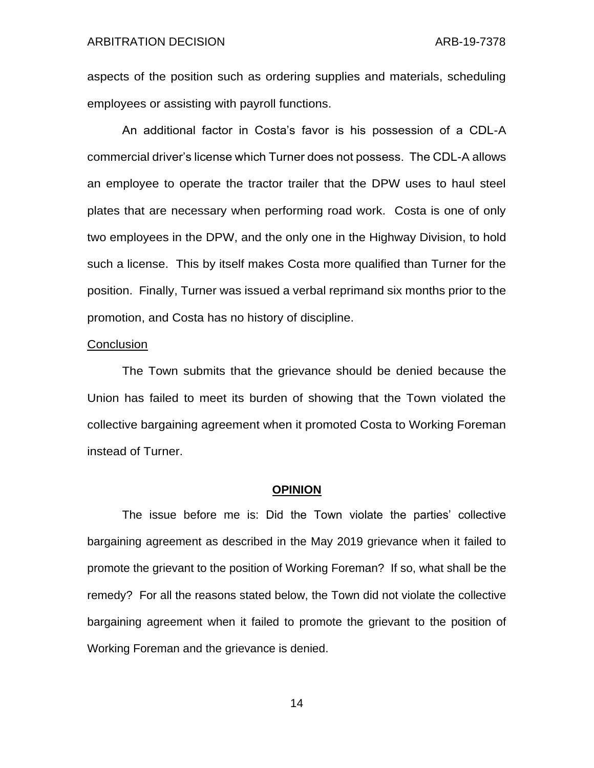aspects of the position such as ordering supplies and materials, scheduling employees or assisting with payroll functions.

An additional factor in Costa's favor is his possession of a CDL-A commercial driver's license which Turner does not possess. The CDL-A allows an employee to operate the tractor trailer that the DPW uses to haul steel plates that are necessary when performing road work. Costa is one of only two employees in the DPW, and the only one in the Highway Division, to hold such a license. This by itself makes Costa more qualified than Turner for the position. Finally, Turner was issued a verbal reprimand six months prior to the promotion, and Costa has no history of discipline.

<u>Conclusion</u>

The Town submits that the grievance should be denied because the Union has failed to meet its burden of showing that the Town violated the collective bargaining agreement when it promoted Costa to Working Foreman instead of Turner.

## OPINION

The issue before me is: Did the Town violate the parties' collective bargaining agreement as described in the May 2019 grievance when it failed to promote the grievant to the position of Working Foreman? If so, what shall be the remedy? For all the reasons stated below, the Town did not violate the collective bargaining agreement when it failed to promote the grievant to the position of Working Foreman and the grievance is denied.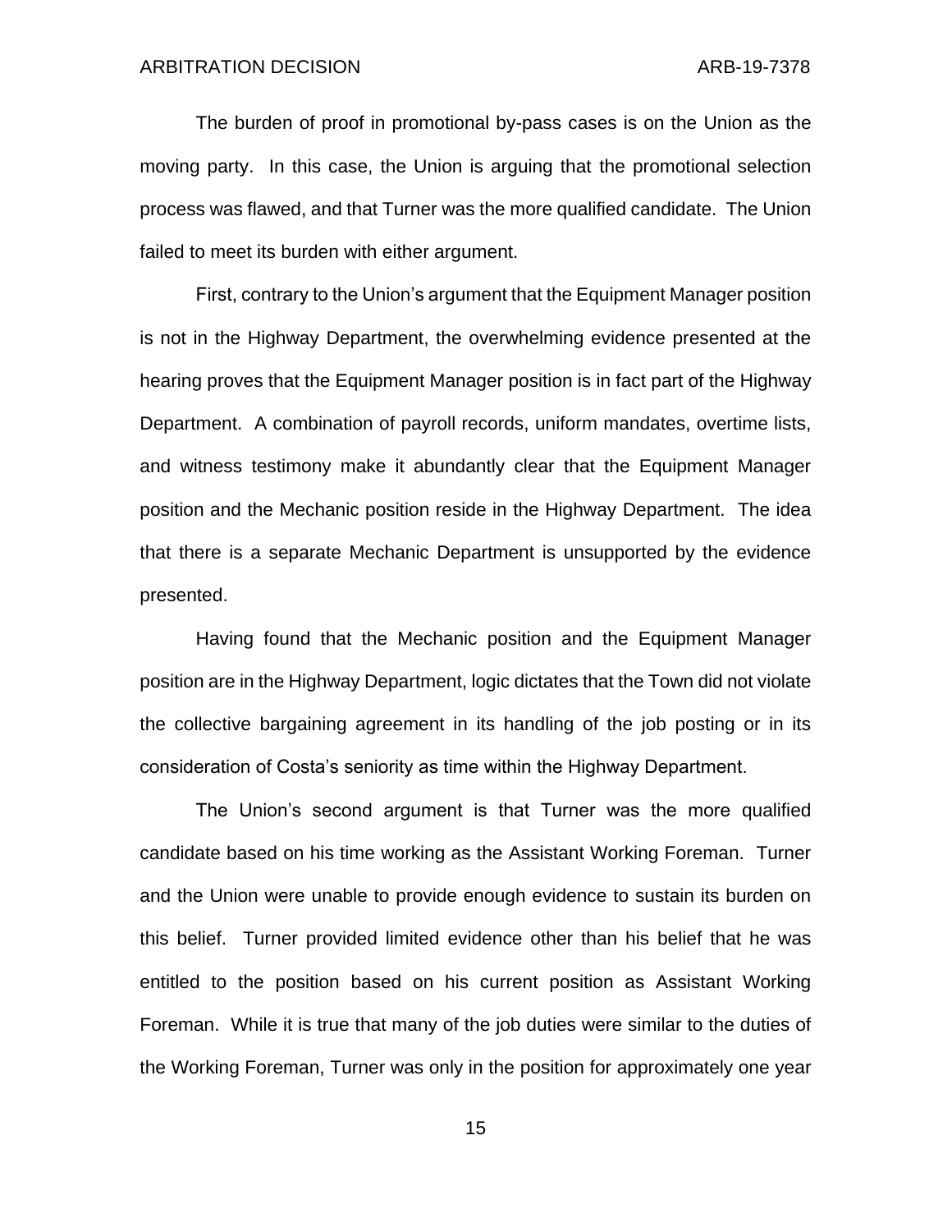The burden of proof in promotional by-pass cases is on the Union as the moving party. In this case, the Union is arguing that the promotional selection process was flawed, and that Turner was the more qualified candidate. The Union failed to meet its burden with either argument.

First, contrary to the Union's argument that the Equipment Manager position is not in the Highway Department, the overwhelming evidence presented at the hearing proves that the Equipment Manager position is in fact part of the Highway Department. A combination of payroll records, uniform mandates, overtime lists, and witness testimony make it abundantly clear that the Equipment Manager position and the Mechanic position reside in the Highway Department. The idea that there is a separate Mechanic Department is unsupported by the evidence presented.

Having found that the Mechanic position and the Equipment Manager position are in the Highway Department, logic dictates that the Town did not violate the collective bargaining agreement in its handling of the job posting or in its consideration of Costa's seniority as time within the Highway Department.

The Union's second argument is that Turner was the more qualified candidate based on his time working as the Assistant Working Foreman. Turner and the Union were unable to provide enough evidence to sustain its burden on this belief. Turner provided limited evidence other than his belief that he was entitled to the position based on his current position as Assistant Working Foreman. While it is true that many of the job duties were similar to the duties of the Working Foreman, Turner was only in the position for approximately one year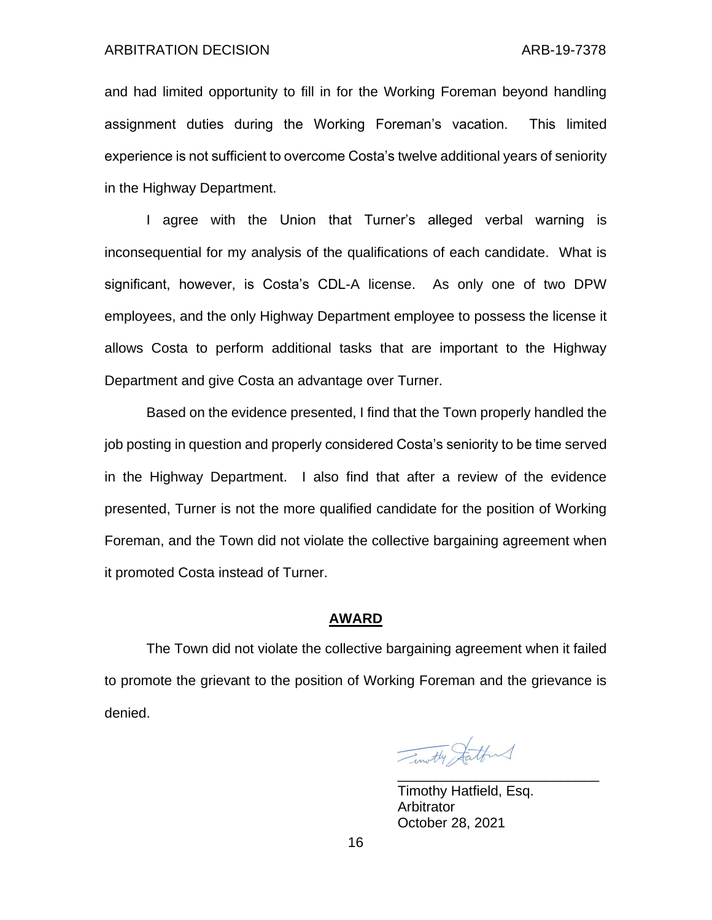and had limited opportunity to fill in for the Working Foreman beyond handling assignment duties during the Working Foreman's vacation. This limited experience is not sufficient to overcome Costa's twelve additional years of seniority in the Highway Department.

I agree with the Union that Turner's alleged verbal warning is inconsequential for my analysis of the qualifications of each candidate. What is significant, however, is Costa's CDL-A license. As only one of two DPW employees, and the only Highway Department employee to possess the license it allows Costa to perform additional tasks that are important to the Highway Department and give Costa an advantage over Turner.

Based on the evidence presented, I find that the Town properly handled the job posting in question and properly considered Costa's seniority to be time served in the Highway Department. I also find that after a review of the evidence presented, Turner is not the more qualified candidate for the position of Working Foreman, and the Town did not violate the collective bargaining agreement when it promoted Costa instead of Turner.

## AWARD

The Town did not violate the collective bargaining agreement when it failed to promote the grievant to the position of Working Foreman and the grievance is denied.

Timothy Hatfield, Esq.
Arbitrator
October 28, 2021